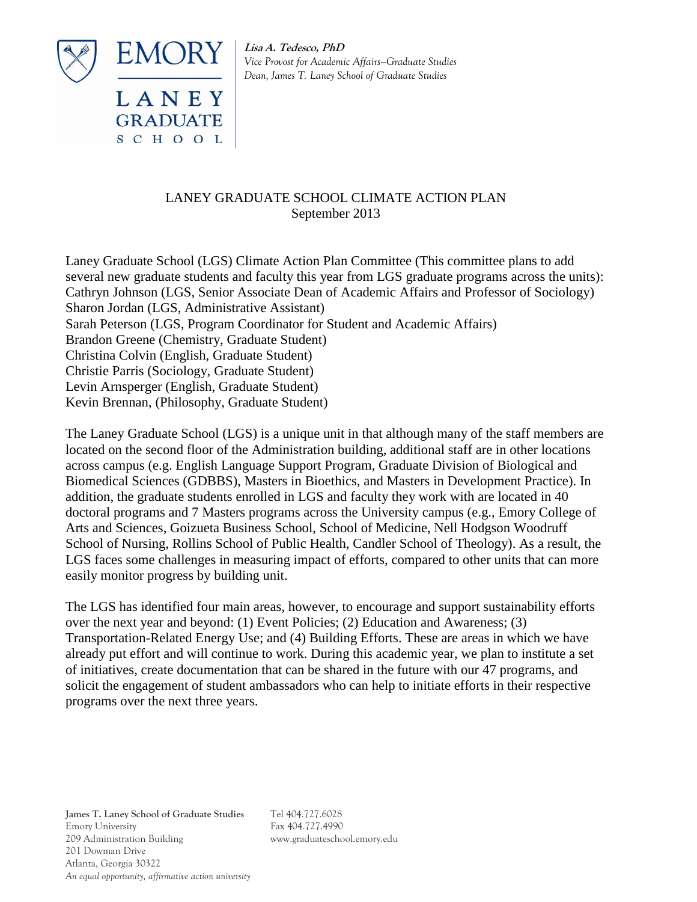**Lisa A. Tedesco, PhD**
*Vice Provost for Academic Affairs–Graduate Studies*
*Dean, James T. Laney School of Graduate Studies*

# LANEY GRADUATE SCHOOL CLIMATE ACTION PLAN
September 2013

Laney Graduate School (LGS) Climate Action Plan Committee (This committee plans to add several new graduate students and faculty this year from LGS graduate programs across the units):
Cathryn Johnson (LGS, Senior Associate Dean of Academic Affairs and Professor of Sociology)
Sharon Jordan (LGS, Administrative Assistant)
Sarah Peterson (LGS, Program Coordinator for Student and Academic Affairs)
Brandon Greene (Chemistry, Graduate Student)
Christina Colvin (English, Graduate Student)
Christie Parris (Sociology, Graduate Student)
Levin Arnsperger (English, Graduate Student)
Kevin Brennan, (Philosophy, Graduate Student)

The Laney Graduate School (LGS) is a unique unit in that although many of the staff members are located on the second floor of the Administration building, additional staff are in other locations across campus (e.g. English Language Support Program, Graduate Division of Biological and Biomedical Sciences (GDBBS), Masters in Bioethics, and Masters in Development Practice). In addition, the graduate students enrolled in LGS and faculty they work with are located in 40 doctoral programs and 7 Masters programs across the University campus (e.g., Emory College of Arts and Sciences, Goizueta Business School, School of Medicine, Nell Hodgson Woodruff School of Nursing, Rollins School of Public Health, Candler School of Theology). As a result, the LGS faces some challenges in measuring impact of efforts, compared to other units that can more easily monitor progress by building unit.

The LGS has identified four main areas, however, to encourage and support sustainability efforts over the next year and beyond: (1) Event Policies; (2) Education and Awareness; (3) Transportation-Related Energy Use; and (4) Building Efforts. These are areas in which we have already put effort and will continue to work. During this academic year, we plan to institute a set of initiatives, create documentation that can be shared in the future with our 47 programs, and solicit the engagement of student ambassadors who can help to initiate efforts in their respective programs over the next three years.

**James T. Laney School of Graduate Studies**
Emory University
209 Administration Building
201 Dowman Drive
Atlanta, Georgia 30322
*An equal opportunity, affirmative action university*

Tel 404.727.6028
Fax 404.727.4990
www.graduateschool.emory.edu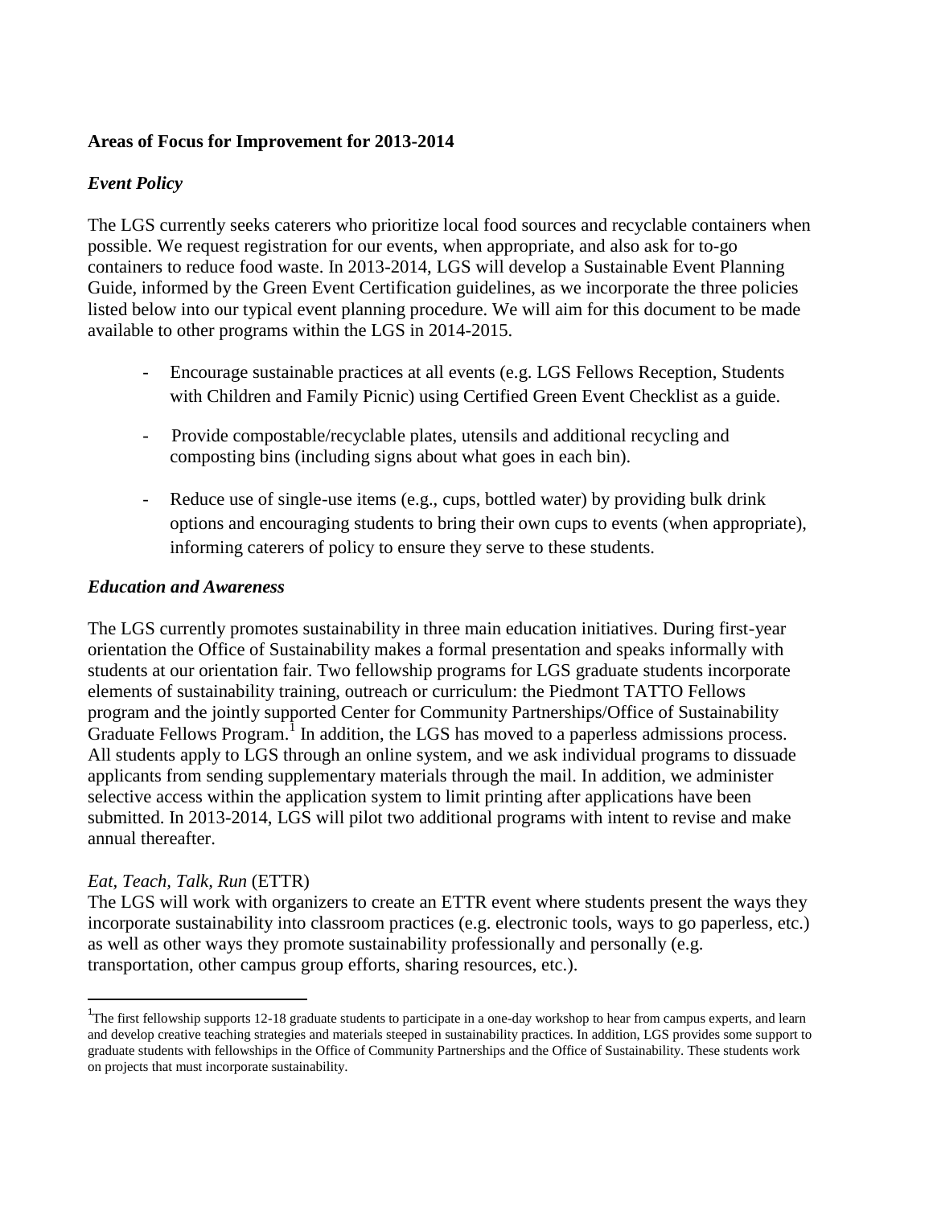**Areas of Focus for Improvement for 2013-2014**

***Event Policy***

The LGS currently seeks caterers who prioritize local food sources and recyclable containers when possible. We request registration for our events, when appropriate, and also ask for to-go containers to reduce food waste. In 2013-2014, LGS will develop a Sustainable Event Planning Guide, informed by the Green Event Certification guidelines, as we incorporate the three policies listed below into our typical event planning procedure. We will aim for this document to be made available to other programs within the LGS in 2014-2015.

- Encourage sustainable practices at all events (e.g. LGS Fellows Reception, Students with Children and Family Picnic) using Certified Green Event Checklist as a guide.
- Provide compostable/recyclable plates, utensils and additional recycling and composting bins (including signs about what goes in each bin).
- Reduce use of single-use items (e.g., cups, bottled water) by providing bulk drink options and encouraging students to bring their own cups to events (when appropriate), informing caterers of policy to ensure they serve to these students.

***Education and Awareness***

The LGS currently promotes sustainability in three main education initiatives. During first-year orientation the Office of Sustainability makes a formal presentation and speaks informally with students at our orientation fair. Two fellowship programs for LGS graduate students incorporate elements of sustainability training, outreach or curriculum: the Piedmont TATTO Fellows program and the jointly supported Center for Community Partnerships/Office of Sustainability Graduate Fellows Program.[1] In addition, the LGS has moved to a paperless admissions process. All students apply to LGS through an online system, and we ask individual programs to dissuade applicants from sending supplementary materials through the mail. In addition, we administer selective access within the application system to limit printing after applications have been submitted. In 2013-2014, LGS will pilot two additional programs with intent to revise and make annual thereafter.

*Eat, Teach, Talk, Run* (ETTR)
The LGS will work with organizers to create an ETTR event where students present the ways they incorporate sustainability into classroom practices (e.g. electronic tools, ways to go paperless, etc.) as well as other ways they promote sustainability professionally and personally (e.g. transportation, other campus group efforts, sharing resources, etc.).

---

[1] The first fellowship supports 12-18 graduate students to participate in a one-day workshop to hear from campus experts, and learn and develop creative teaching strategies and materials steeped in sustainability practices. In addition, LGS provides some support to graduate students with fellowships in the Office of Community Partnerships and the Office of Sustainability. These students work on projects that must incorporate sustainability.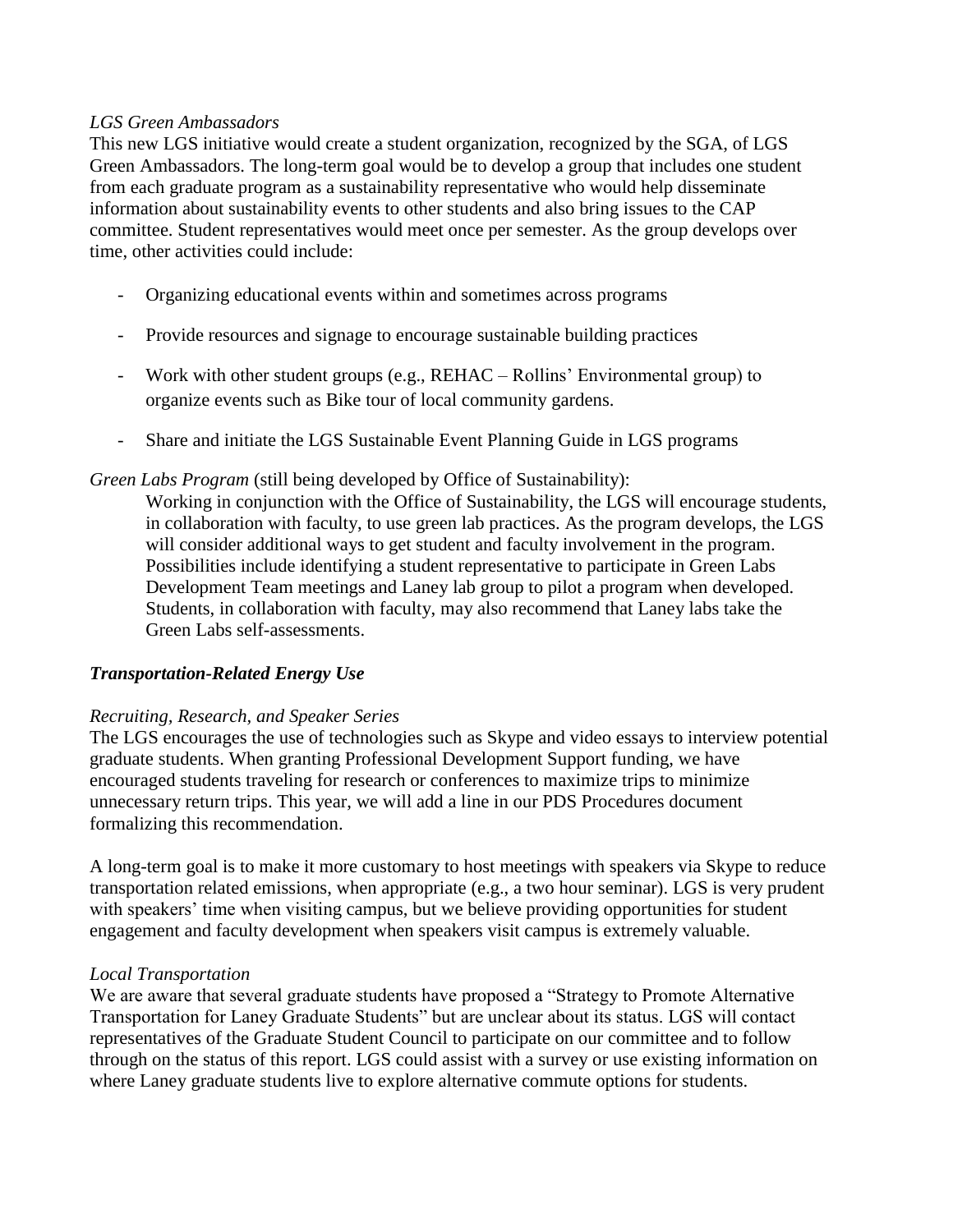*LGS Green Ambassadors*

This new LGS initiative would create a student organization, recognized by the SGA, of LGS Green Ambassadors. The long-term goal would be to develop a group that includes one student from each graduate program as a sustainability representative who would help disseminate information about sustainability events to other students and also bring issues to the CAP committee. Student representatives would meet once per semester. As the group develops over time, other activities could include:

- Organizing educational events within and sometimes across programs
- Provide resources and signage to encourage sustainable building practices
- Work with other student groups (e.g., REHAC – Rollins' Environmental group) to organize events such as Bike tour of local community gardens.
- Share and initiate the LGS Sustainable Event Planning Guide in LGS programs

*Green Labs Program* (still being developed by Office of Sustainability):

Working in conjunction with the Office of Sustainability, the LGS will encourage students, in collaboration with faculty, to use green lab practices. As the program develops, the LGS will consider additional ways to get student and faculty involvement in the program. Possibilities include identifying a student representative to participate in Green Labs Development Team meetings and Laney lab group to pilot a program when developed. Students, in collaboration with faculty, may also recommend that Laney labs take the Green Labs self-assessments.

***Transportation-Related Energy Use***

*Recruiting, Research, and Speaker Series*

The LGS encourages the use of technologies such as Skype and video essays to interview potential graduate students. When granting Professional Development Support funding, we have encouraged students traveling for research or conferences to maximize trips to minimize unnecessary return trips. This year, we will add a line in our PDS Procedures document formalizing this recommendation.

A long-term goal is to make it more customary to host meetings with speakers via Skype to reduce transportation related emissions, when appropriate (e.g., a two hour seminar). LGS is very prudent with speakers' time when visiting campus, but we believe providing opportunities for student engagement and faculty development when speakers visit campus is extremely valuable.

*Local Transportation*

We are aware that several graduate students have proposed a "Strategy to Promote Alternative Transportation for Laney Graduate Students" but are unclear about its status. LGS will contact representatives of the Graduate Student Council to participate on our committee and to follow through on the status of this report. LGS could assist with a survey or use existing information on where Laney graduate students live to explore alternative commute options for students.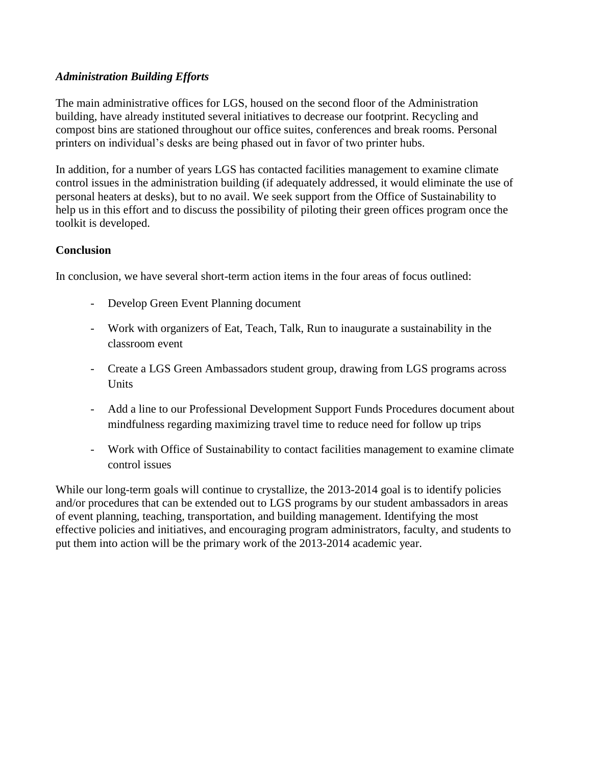### *Administration Building Efforts*

The main administrative offices for LGS, housed on the second floor of the Administration building, have already instituted several initiatives to decrease our footprint. Recycling and compost bins are stationed throughout our office suites, conferences and break rooms. Personal printers on individual's desks are being phased out in favor of two printer hubs.

In addition, for a number of years LGS has contacted facilities management to examine climate control issues in the administration building (if adequately addressed, it would eliminate the use of personal heaters at desks), but to no avail. We seek support from the Office of Sustainability to help us in this effort and to discuss the possibility of piloting their green offices program once the toolkit is developed.

## Conclusion

In conclusion, we have several short-term action items in the four areas of focus outlined:

- Develop Green Event Planning document
- Work with organizers of Eat, Teach, Talk, Run to inaugurate a sustainability in the classroom event
- Create a LGS Green Ambassadors student group, drawing from LGS programs across Units
- Add a line to our Professional Development Support Funds Procedures document about mindfulness regarding maximizing travel time to reduce need for follow up trips
- Work with Office of Sustainability to contact facilities management to examine climate control issues

While our long-term goals will continue to crystallize, the 2013-2014 goal is to identify policies and/or procedures that can be extended out to LGS programs by our student ambassadors in areas of event planning, teaching, transportation, and building management. Identifying the most effective policies and initiatives, and encouraging program administrators, faculty, and students to put them into action will be the primary work of the 2013-2014 academic year.